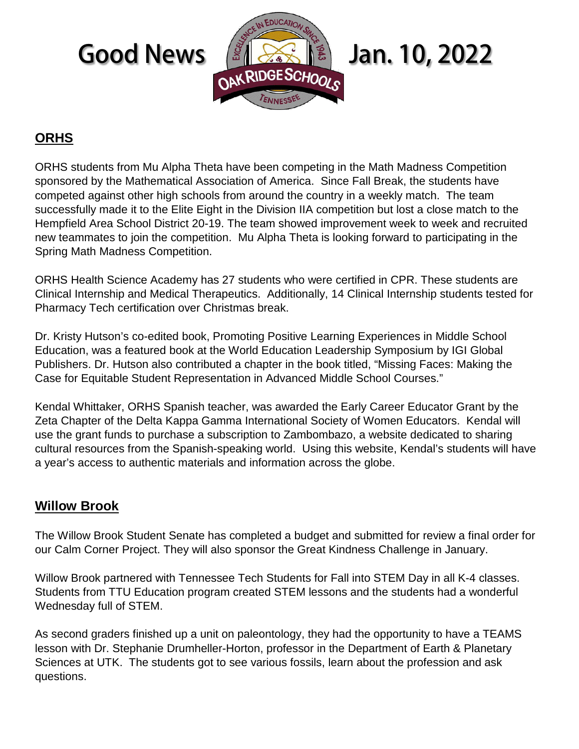# Good News Jan. 10, 2022

## ORHS

ORHS students from Mu Alpha Theta have been competing in the Math Madness Competition sponsored by the Mathematical Association of America. Since Fall Break, the students have competed against other high schools from around the country in a weekly match. The team successfully made it to the Elite Eight in the Division IIA competition but lost a close match to the Hempfield Area School District 20-19. The team showed improvement week to week and recruited new teammates to join the competition. Mu Alpha Theta is looking forward to participating in the Spring Math Madness Competition.

ORHS Health Science Academy has 27 students who were certified in CPR. These students are Clinical Internship and Medical Therapeutics. Additionally, 14 Clinical Internship students tested for Pharmacy Tech certification over Christmas break.

Dr. Kristy Hutson's co-edited book, Promoting Positive Learning Experiences in Middle School Education, was a featured book at the World Education Leadership Symposium by IGI Global Publishers. Dr. Hutson also contributed a chapter in the book titled, "Missing Faces: Making the Case for Equitable Student Representation in Advanced Middle School Courses."

Kendal Whittaker, ORHS Spanish teacher, was awarded the Early Career Educator Grant by the Zeta Chapter of the Delta Kappa Gamma International Society of Women Educators. Kendal will use the grant funds to purchase a subscription to Zambombazo, a website dedicated to sharing cultural resources from the Spanish-speaking world. Using this website, Kendal's students will have a year's access to authentic materials and information across the globe.

## Willow Brook

The Willow Brook Student Senate has completed a budget and submitted for review a final order for our Calm Corner Project. They will also sponsor the Great Kindness Challenge in January.

Willow Brook partnered with Tennessee Tech Students for Fall into STEM Day in all K-4 classes. Students from TTU Education program created STEM lessons and the students had a wonderful Wednesday full of STEM.

As second graders finished up a unit on paleontology, they had the opportunity to have a TEAMS lesson with Dr. Stephanie Drumheller-Horton, professor in the Department of Earth & Planetary Sciences at UTK. The students got to see various fossils, learn about the profession and ask questions.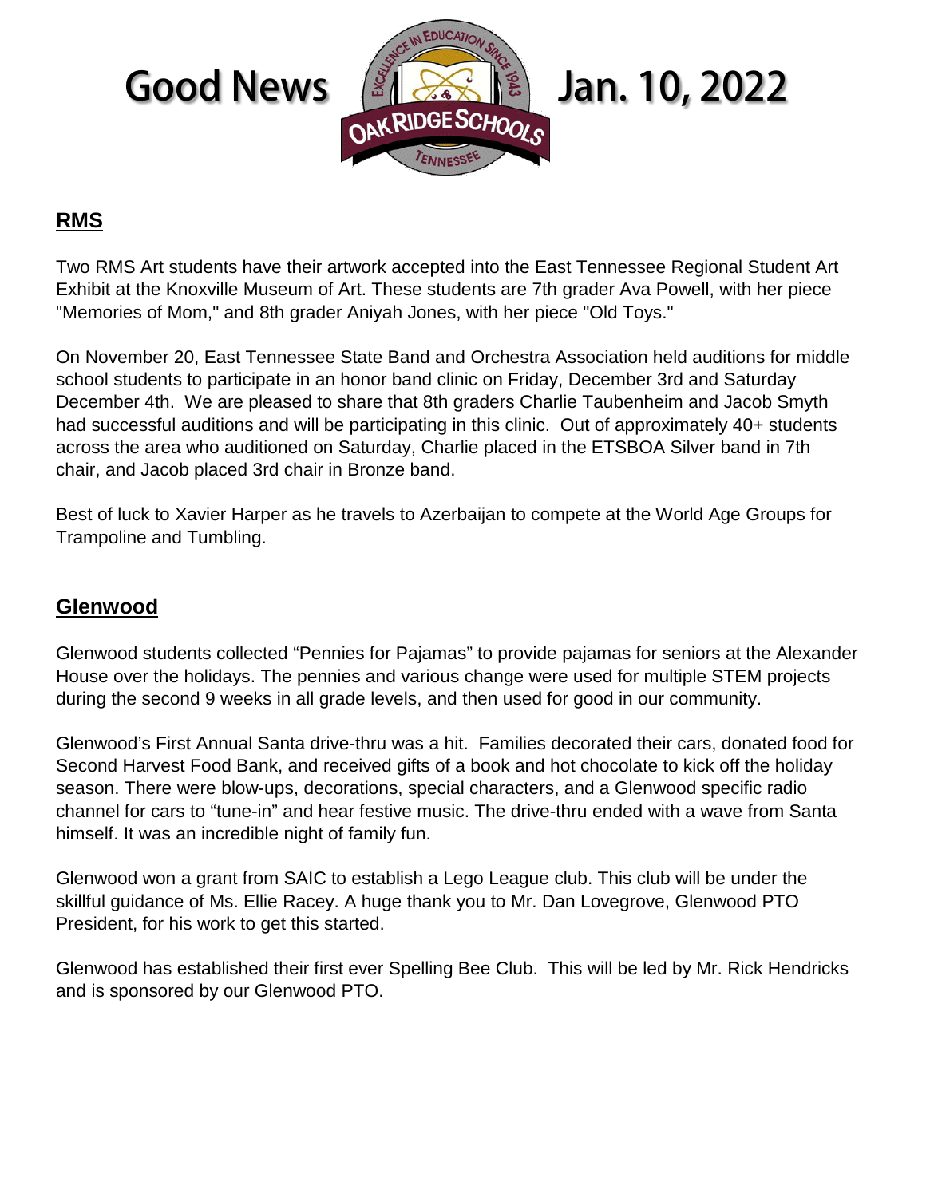# Good News Jan. 10, 2022

## RMS

Two RMS Art students have their artwork accepted into the East Tennessee Regional Student Art Exhibit at the Knoxville Museum of Art. These students are 7th grader Ava Powell, with her piece "Memories of Mom," and 8th grader Aniyah Jones, with her piece "Old Toys."

On November 20, East Tennessee State Band and Orchestra Association held auditions for middle school students to participate in an honor band clinic on Friday, December 3rd and Saturday December 4th. We are pleased to share that 8th graders Charlie Taubenheim and Jacob Smyth had successful auditions and will be participating in this clinic. Out of approximately 40+ students across the area who auditioned on Saturday, Charlie placed in the ETSBOA Silver band in 7th chair, and Jacob placed 3rd chair in Bronze band.

Best of luck to Xavier Harper as he travels to Azerbaijan to compete at the World Age Groups for Trampoline and Tumbling.

## Glenwood

Glenwood students collected "Pennies for Pajamas" to provide pajamas for seniors at the Alexander House over the holidays. The pennies and various change were used for multiple STEM projects during the second 9 weeks in all grade levels, and then used for good in our community.

Glenwood's First Annual Santa drive-thru was a hit. Families decorated their cars, donated food for Second Harvest Food Bank, and received gifts of a book and hot chocolate to kick off the holiday season. There were blow-ups, decorations, special characters, and a Glenwood specific radio channel for cars to "tune-in" and hear festive music. The drive-thru ended with a wave from Santa himself. It was an incredible night of family fun.

Glenwood won a grant from SAIC to establish a Lego League club. This club will be under the skillful guidance of Ms. Ellie Racey. A huge thank you to Mr. Dan Lovegrove, Glenwood PTO President, for his work to get this started.

Glenwood has established their first ever Spelling Bee Club. This will be led by Mr. Rick Hendricks and is sponsored by our Glenwood PTO.